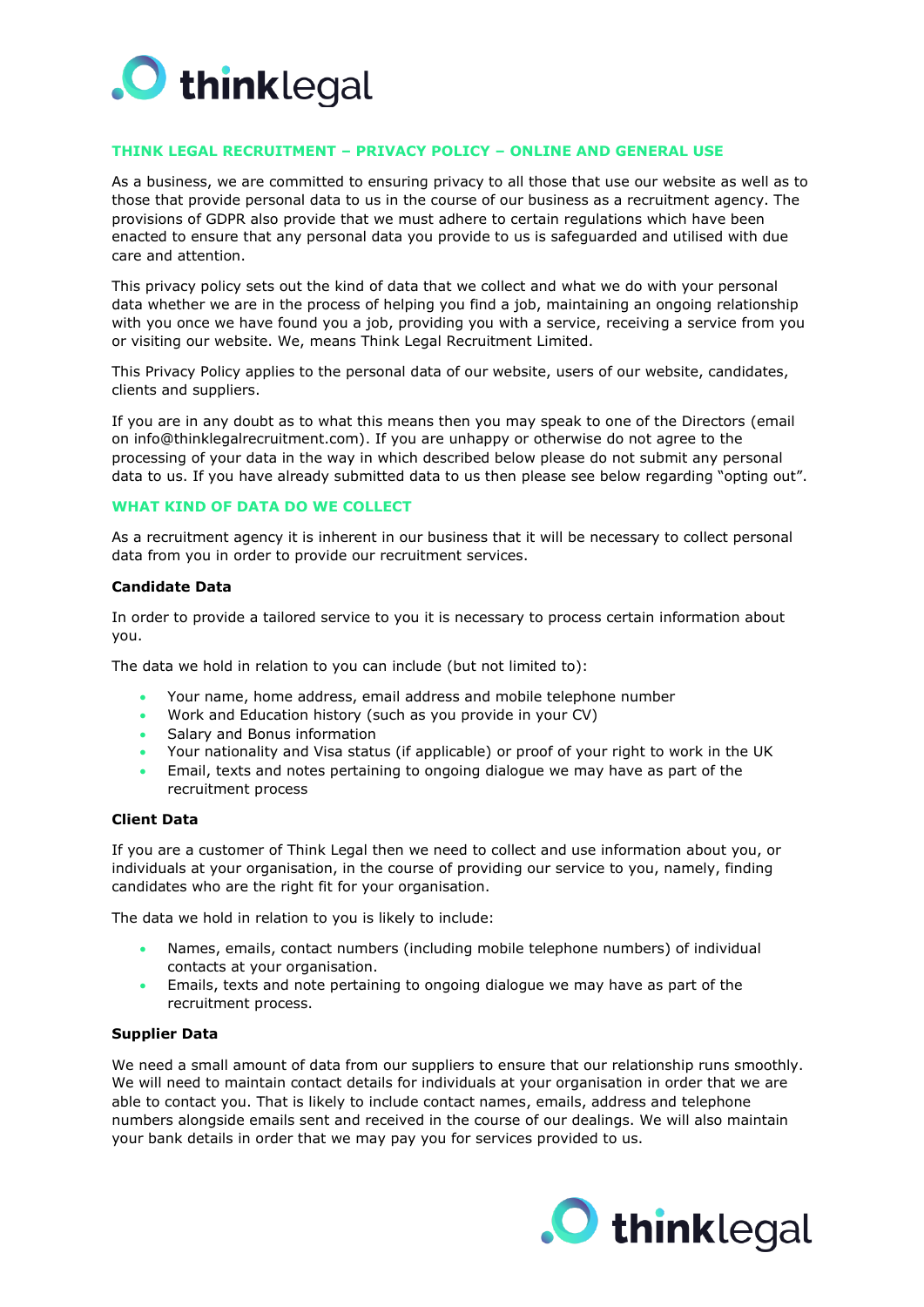## THINK LEGAL RECRUITMENT – PRIVACY POLICY – ONLINE AND GENERAL USE

As a business, we are committed to ensuring privacy to all those that use our website as well as to those that provide personal data to us in the course of our business as a recruitment agency. The provisions of GDPR also provide that we must adhere to certain regulations which have been enacted to ensure that any personal data you provide to us is safeguarded and utilised with due care and attention.

This privacy policy sets out the kind of data that we collect and what we do with your personal data whether we are in the process of helping you find a job, maintaining an ongoing relationship with you once we have found you a job, providing you with a service, receiving a service from you or visiting our website. We, means Think Legal Recruitment Limited.

This Privacy Policy applies to the personal data of our website, users of our website, candidates, clients and suppliers.

If you are in any doubt as to what this means then you may speak to one of the Directors (email on info@thinklegalrecruitment.com). If you are unhappy or otherwise do not agree to the processing of your data in the way in which described below please do not submit any personal data to us. If you have already submitted data to us then please see below regarding "opting out".

## WHAT KIND OF DATA DO WE COLLECT

As a recruitment agency it is inherent in our business that it will be necessary to collect personal data from you in order to provide our recruitment services.

**Candidate Data**

In order to provide a tailored service to you it is necessary to process certain information about you.

The data we hold in relation to you can include (but not limited to):

- Your name, home address, email address and mobile telephone number
- Work and Education history (such as you provide in your CV)
- Salary and Bonus information
- Your nationality and Visa status (if applicable) or proof of your right to work in the UK
- Email, texts and notes pertaining to ongoing dialogue we may have as part of the recruitment process

**Client Data**

If you are a customer of Think Legal then we need to collect and use information about you, or individuals at your organisation, in the course of providing our service to you, namely, finding candidates who are the right fit for your organisation.

The data we hold in relation to you is likely to include:

- Names, emails, contact numbers (including mobile telephone numbers) of individual contacts at your organisation.
- Emails, texts and note pertaining to ongoing dialogue we may have as part of the recruitment process.

**Supplier Data**

We need a small amount of data from our suppliers to ensure that our relationship runs smoothly. We will need to maintain contact details for individuals at your organisation in order that we are able to contact you. That is likely to include contact names, emails, address and telephone numbers alongside emails sent and received in the course of our dealings. We will also maintain your bank details in order that we may pay you for services provided to us.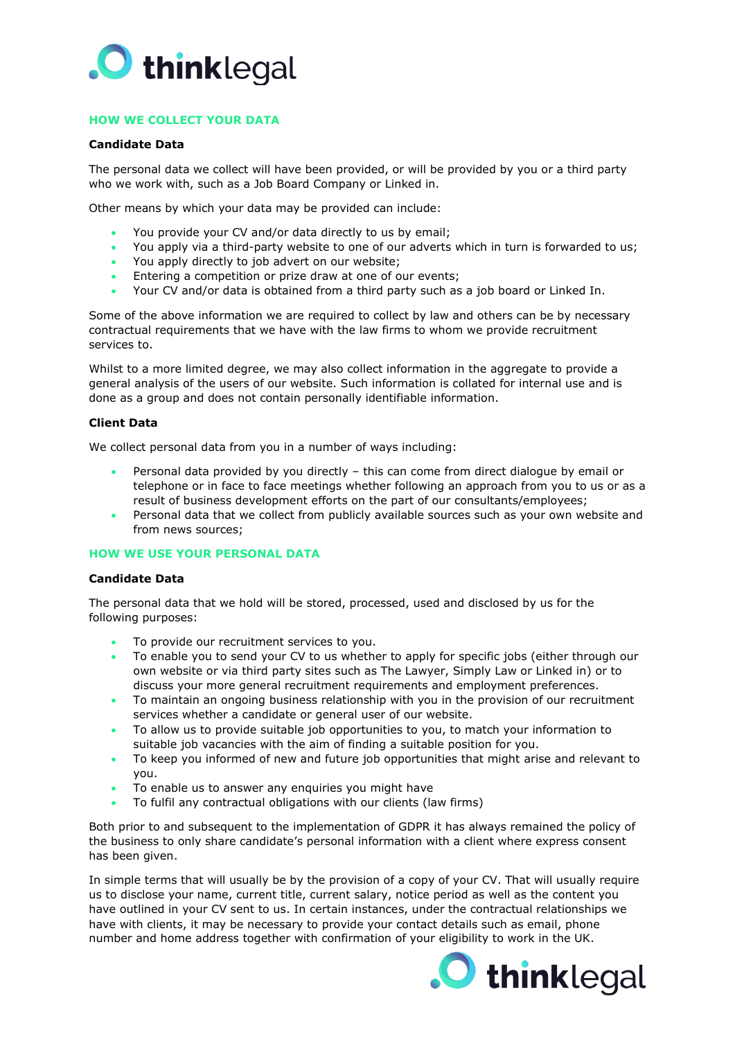## HOW WE COLLECT YOUR DATA

### Candidate Data

The personal data we collect will have been provided, or will be provided by you or a third party who we work with, such as a Job Board Company or Linked in.

Other means by which your data may be provided can include:

- You provide your CV and/or data directly to us by email;
- You apply via a third-party website to one of our adverts which in turn is forwarded to us;
- You apply directly to job advert on our website;
- Entering a competition or prize draw at one of our events;
- Your CV and/or data is obtained from a third party such as a job board or Linked In.

Some of the above information we are required to collect by law and others can be by necessary contractual requirements that we have with the law firms to whom we provide recruitment services to.

Whilst to a more limited degree, we may also collect information in the aggregate to provide a general analysis of the users of our website. Such information is collated for internal use and is done as a group and does not contain personally identifiable information.

### Client Data

We collect personal data from you in a number of ways including:

- Personal data provided by you directly – this can come from direct dialogue by email or telephone or in face to face meetings whether following an approach from you to us or as a result of business development efforts on the part of our consultants/employees;
- Personal data that we collect from publicly available sources such as your own website and from news sources;

## HOW WE USE YOUR PERSONAL DATA

### Candidate Data

The personal data that we hold will be stored, processed, used and disclosed by us for the following purposes:

- To provide our recruitment services to you.
- To enable you to send your CV to us whether to apply for specific jobs (either through our own website or via third party sites such as The Lawyer, Simply Law or Linked in) or to discuss your more general recruitment requirements and employment preferences.
- To maintain an ongoing business relationship with you in the provision of our recruitment services whether a candidate or general user of our website.
- To allow us to provide suitable job opportunities to you, to match your information to suitable job vacancies with the aim of finding a suitable position for you.
- To keep you informed of new and future job opportunities that might arise and relevant to you.
- To enable us to answer any enquiries you might have
- To fulfil any contractual obligations with our clients (law firms)

Both prior to and subsequent to the implementation of GDPR it has always remained the policy of the business to only share candidate's personal information with a client where express consent has been given.

In simple terms that will usually be by the provision of a copy of your CV. That will usually require us to disclose your name, current title, current salary, notice period as well as the content you have outlined in your CV sent to us. In certain instances, under the contractual relationships we have with clients, it may be necessary to provide your contact details such as email, phone number and home address together with confirmation of your eligibility to work in the UK.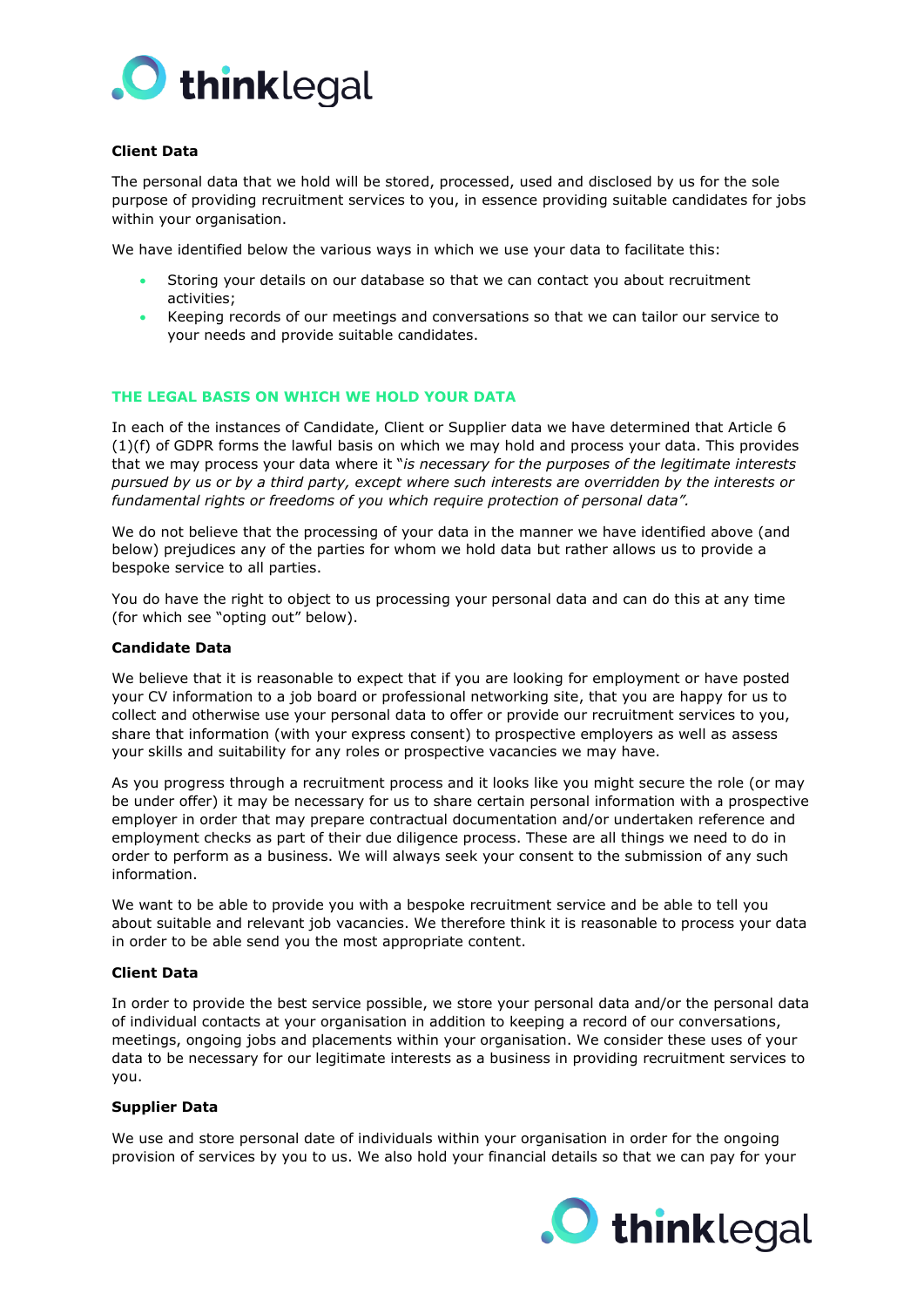**Client Data**

The personal data that we hold will be stored, processed, used and disclosed by us for the sole purpose of providing recruitment services to you, in essence providing suitable candidates for jobs within your organisation.

We have identified below the various ways in which we use your data to facilitate this:

- Storing your details on our database so that we can contact you about recruitment activities;
- Keeping records of our meetings and conversations so that we can tailor our service to your needs and provide suitable candidates.

## THE LEGAL BASIS ON WHICH WE HOLD YOUR DATA

In each of the instances of Candidate, Client or Supplier data we have determined that Article 6 (1)(f) of GDPR forms the lawful basis on which we may hold and process your data. This provides that we may process your data where it "*is necessary for the purposes of the legitimate interests pursued by us or by a third party, except where such interests are overridden by the interests or fundamental rights or freedoms of you which require protection of personal data".*

We do not believe that the processing of your data in the manner we have identified above (and below) prejudices any of the parties for whom we hold data but rather allows us to provide a bespoke service to all parties.

You do have the right to object to us processing your personal data and can do this at any time (for which see "opting out" below).

**Candidate Data**

We believe that it is reasonable to expect that if you are looking for employment or have posted your CV information to a job board or professional networking site, that you are happy for us to collect and otherwise use your personal data to offer or provide our recruitment services to you, share that information (with your express consent) to prospective employers as well as assess your skills and suitability for any roles or prospective vacancies we may have.

As you progress through a recruitment process and it looks like you might secure the role (or may be under offer) it may be necessary for us to share certain personal information with a prospective employer in order that may prepare contractual documentation and/or undertaken reference and employment checks as part of their due diligence process. These are all things we need to do in order to perform as a business. We will always seek your consent to the submission of any such information.

We want to be able to provide you with a bespoke recruitment service and be able to tell you about suitable and relevant job vacancies. We therefore think it is reasonable to process your data in order to be able send you the most appropriate content.

**Client Data**

In order to provide the best service possible, we store your personal data and/or the personal data of individual contacts at your organisation in addition to keeping a record of our conversations, meetings, ongoing jobs and placements within your organisation. We consider these uses of your data to be necessary for our legitimate interests as a business in providing recruitment services to you.

**Supplier Data**

We use and store personal date of individuals within your organisation in order for the ongoing provision of services by you to us. We also hold your financial details so that we can pay for your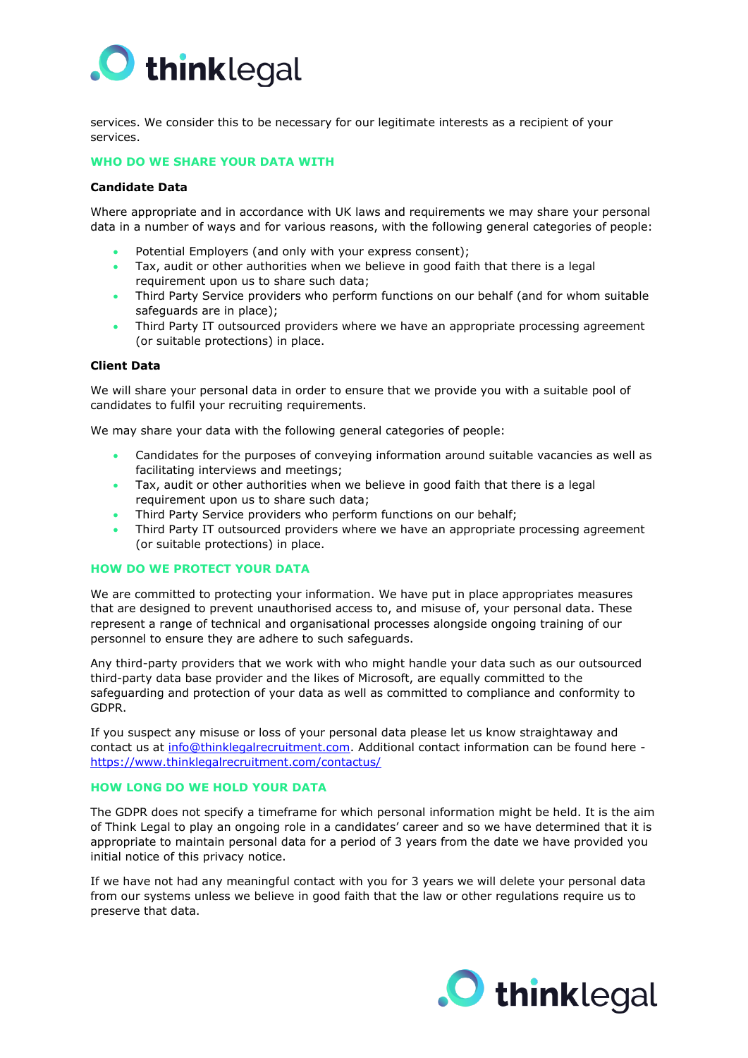services. We consider this to be necessary for our legitimate interests as a recipient of your services.

## WHO DO WE SHARE YOUR DATA WITH

**Candidate Data**

Where appropriate and in accordance with UK laws and requirements we may share your personal data in a number of ways and for various reasons, with the following general categories of people:

- Potential Employers (and only with your express consent);
- Tax, audit or other authorities when we believe in good faith that there is a legal requirement upon us to share such data;
- Third Party Service providers who perform functions on our behalf (and for whom suitable safeguards are in place);
- Third Party IT outsourced providers where we have an appropriate processing agreement (or suitable protections) in place.

**Client Data**

We will share your personal data in order to ensure that we provide you with a suitable pool of candidates to fulfil your recruiting requirements.

We may share your data with the following general categories of people:

- Candidates for the purposes of conveying information around suitable vacancies as well as facilitating interviews and meetings;
- Tax, audit or other authorities when we believe in good faith that there is a legal requirement upon us to share such data;
- Third Party Service providers who perform functions on our behalf;
- Third Party IT outsourced providers where we have an appropriate processing agreement (or suitable protections) in place.

## HOW DO WE PROTECT YOUR DATA

We are committed to protecting your information. We have put in place appropriates measures that are designed to prevent unauthorised access to, and misuse of, your personal data. These represent a range of technical and organisational processes alongside ongoing training of our personnel to ensure they are adhere to such safeguards.

Any third-party providers that we work with who might handle your data such as our outsourced third-party data base provider and the likes of Microsoft, are equally committed to the safeguarding and protection of your data as well as committed to compliance and conformity to GDPR.

If you suspect any misuse or loss of your personal data please let us know straightaway and contact us at [info@thinklegalrecruitment.com](mailto:info@thinklegalrecruitment.com). Additional contact information can be found here - [https://www.thinklegalrecruitment.com/contactus/](https://www.thinklegalrecruitment.com/contactus/)

## HOW LONG DO WE HOLD YOUR DATA

The GDPR does not specify a timeframe for which personal information might be held. It is the aim of Think Legal to play an ongoing role in a candidates' career and so we have determined that it is appropriate to maintain personal data for a period of 3 years from the date we have provided you initial notice of this privacy notice.

If we have not had any meaningful contact with you for 3 years we will delete your personal data from our systems unless we believe in good faith that the law or other regulations require us to preserve that data.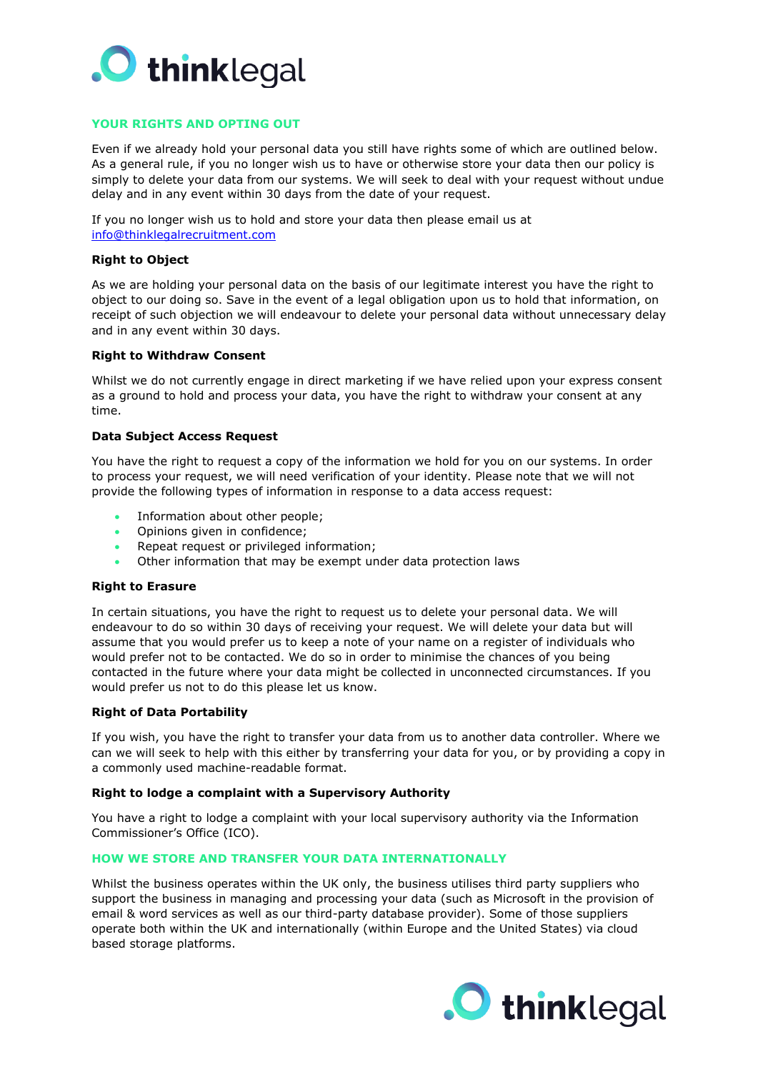## YOUR RIGHTS AND OPTING OUT

Even if we already hold your personal data you still have rights some of which are outlined below. As a general rule, if you no longer wish us to have or otherwise store your data then our policy is simply to delete your data from our systems. We will seek to deal with your request without undue delay and in any event within 30 days from the date of your request.

If you no longer wish us to hold and store your data then please email us at info@thinklegalrecruitment.com

**Right to Object**

As we are holding your personal data on the basis of our legitimate interest you have the right to object to our doing so. Save in the event of a legal obligation upon us to hold that information, on receipt of such objection we will endeavour to delete your personal data without unnecessary delay and in any event within 30 days.

**Right to Withdraw Consent**

Whilst we do not currently engage in direct marketing if we have relied upon your express consent as a ground to hold and process your data, you have the right to withdraw your consent at any time.

**Data Subject Access Request**

You have the right to request a copy of the information we hold for you on our systems. In order to process your request, we will need verification of your identity. Please note that we will not provide the following types of information in response to a data access request:

- Information about other people;
- Opinions given in confidence;
- Repeat request or privileged information;
- Other information that may be exempt under data protection laws

**Right to Erasure**

In certain situations, you have the right to request us to delete your personal data. We will endeavour to do so within 30 days of receiving your request. We will delete your data but will assume that you would prefer us to keep a note of your name on a register of individuals who would prefer not to be contacted. We do so in order to minimise the chances of you being contacted in the future where your data might be collected in unconnected circumstances. If you would prefer us not to do this please let us know.

**Right of Data Portability**

If you wish, you have the right to transfer your data from us to another data controller. Where we can we will seek to help with this either by transferring your data for you, or by providing a copy in a commonly used machine-readable format.

**Right to lodge a complaint with a Supervisory Authority**

You have a right to lodge a complaint with your local supervisory authority via the Information Commissioner's Office (ICO).

## HOW WE STORE AND TRANSFER YOUR DATA INTERNATIONALLY

Whilst the business operates within the UK only, the business utilises third party suppliers who support the business in managing and processing your data (such as Microsoft in the provision of email & word services as well as our third-party database provider). Some of those suppliers operate both within the UK and internationally (within Europe and the United States) via cloud based storage platforms.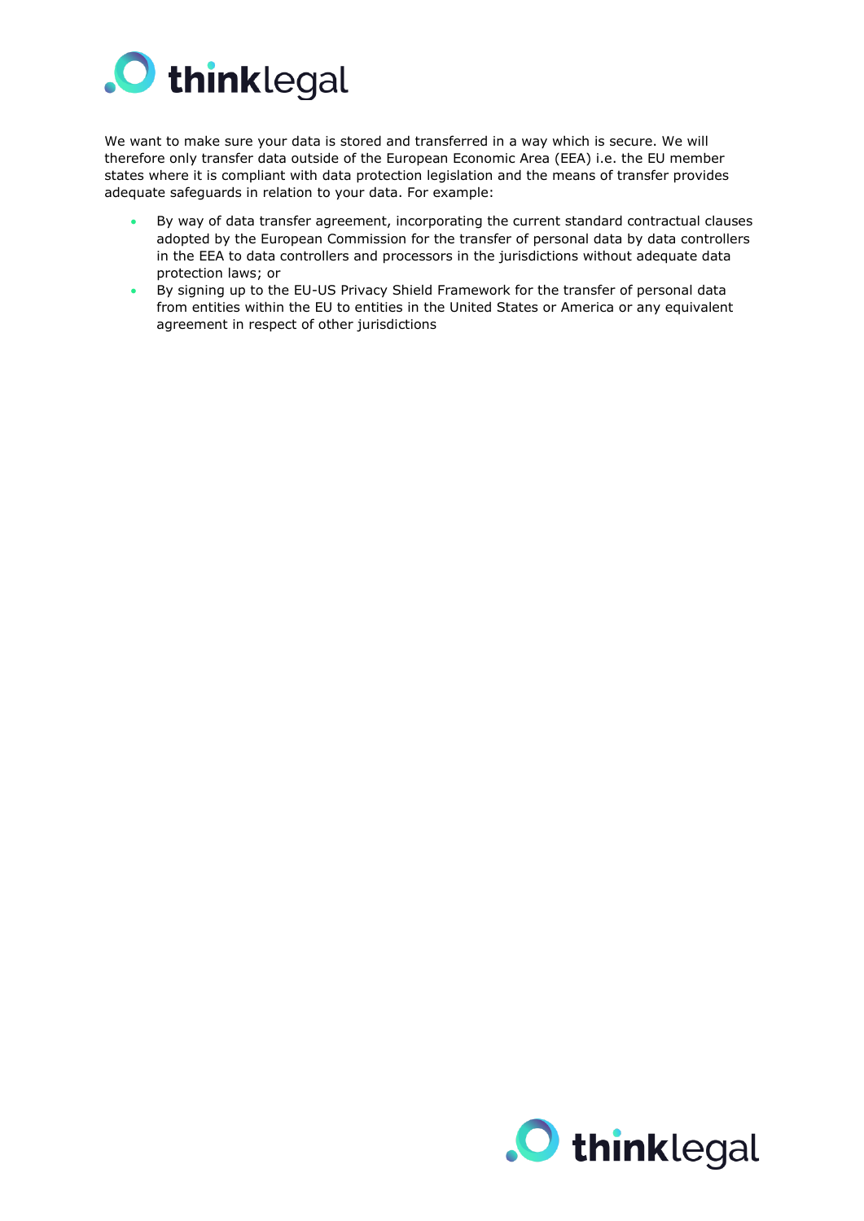We want to make sure your data is stored and transferred in a way which is secure. We will therefore only transfer data outside of the European Economic Area (EEA) i.e. the EU member states where it is compliant with data protection legislation and the means of transfer provides adequate safeguards in relation to your data. For example:

- By way of data transfer agreement, incorporating the current standard contractual clauses adopted by the European Commission for the transfer of personal data by data controllers in the EEA to data controllers and processors in the jurisdictions without adequate data protection laws; or
- By signing up to the EU-US Privacy Shield Framework for the transfer of personal data from entities within the EU to entities in the United States or America or any equivalent agreement in respect of other jurisdictions